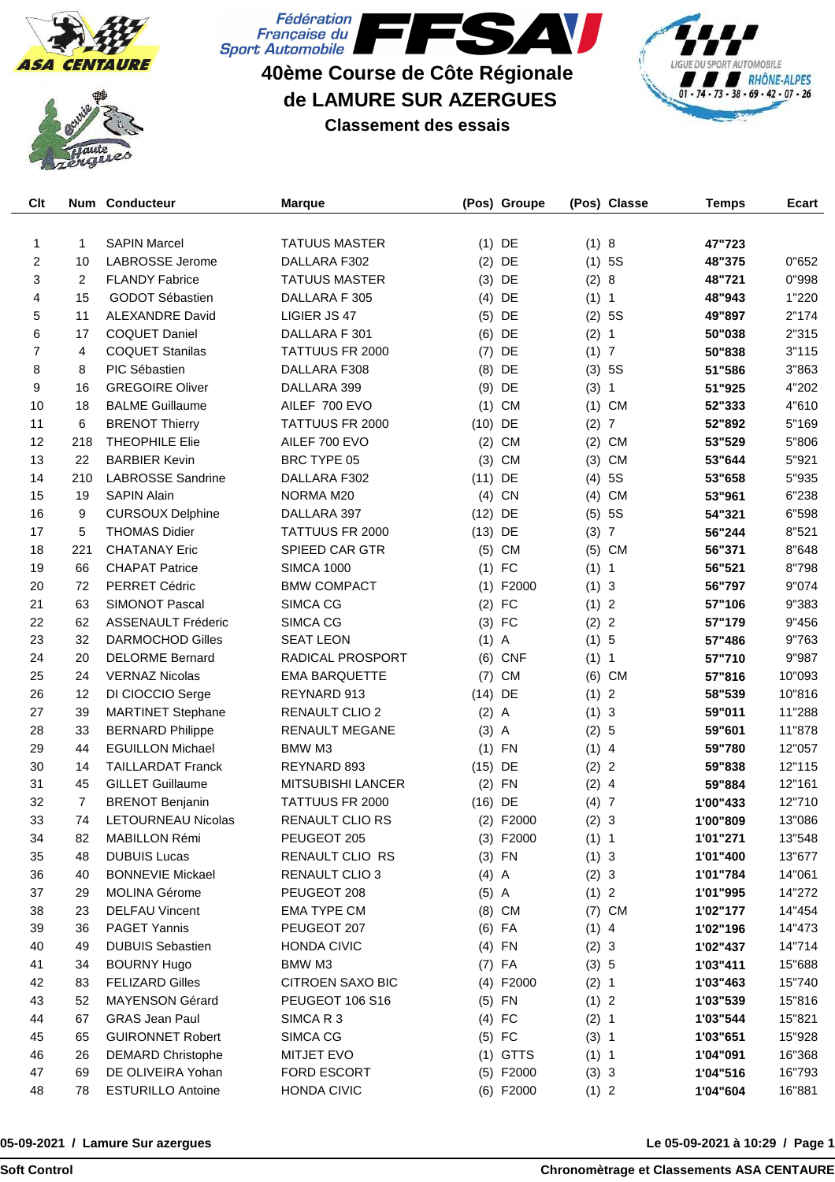# 40ème Course de Côte Régionale de LAMURE SUR AZERGUES

## Classement des essais

| Clt | Num | Conducteur | Marque | (Pos) | Groupe | (Pos) | Classe | Temps | Ecart |
|---|---|---|---|---|---|---|---|---|---|
| 1 | 1 | SAPIN Marcel | TATUUS MASTER | (1) | DE | (1) | 8 | **47"723** | |
| 2 | 10 | LABROSSE Jerome | DALLARA F302 | (2) | DE | (1) | 5S | **48"375** | 0"652 |
| 3 | 2 | FLANDY Fabrice | TATUUS MASTER | (3) | DE | (2) | 8 | **48"721** | 0"998 |
| 4 | 15 | GODOT Sébastien | DALLARA F 305 | (4) | DE | (1) | 1 | **48"943** | 1"220 |
| 5 | 11 | ALEXANDRE David | LIGIER JS 47 | (5) | DE | (2) | 5S | **49"897** | 2"174 |
| 6 | 17 | COQUET Daniel | DALLARA F 301 | (6) | DE | (2) | 1 | **50"038** | 2"315 |
| 7 | 4 | COQUET Stanilas | TATTUUS FR 2000 | (7) | DE | (1) | 7 | **50"838** | 3"115 |
| 8 | 8 | PIC Sébastien | DALLARA F308 | (8) | DE | (3) | 5S | **51"586** | 3"863 |
| 9 | 16 | GREGOIRE Oliver | DALLARA 399 | (9) | DE | (3) | 1 | **51"925** | 4"202 |
| 10 | 18 | BALME Guillaume | AILEF 700 EVO | (1) | CM | (1) | CM | **52"333** | 4"610 |
| 11 | 6 | BRENOT Thierry | TATTUUS FR 2000 | (10) | DE | (2) | 7 | **52"892** | 5"169 |
| 12 | 218 | THEOPHILE Elie | AILEF 700 EVO | (2) | CM | (2) | CM | **53"529** | 5"806 |
| 13 | 22 | BARBIER Kevin | BRC TYPE 05 | (3) | CM | (3) | CM | **53"644** | 5"921 |
| 14 | 210 | LABROSSE Sandrine | DALLARA F302 | (11) | DE | (4) | 5S | **53"658** | 5"935 |
| 15 | 19 | SAPIN Alain | NORMA M20 | (4) | CN | (4) | CM | **53"961** | 6"238 |
| 16 | 9 | CURSOUX Delphine | DALLARA 397 | (12) | DE | (5) | 5S | **54"321** | 6"598 |
| 17 | 5 | THOMAS Didier | TATTUUS FR 2000 | (13) | DE | (3) | 7 | **56"244** | 8"521 |
| 18 | 221 | CHATANAY Eric | SPIEED CAR GTR | (5) | CM | (5) | CM | **56"371** | 8"648 |
| 19 | 66 | CHAPAT Patrice | SIMCA 1000 | (1) | FC | (1) | 1 | **56"521** | 8"798 |
| 20 | 72 | PERRET Cédric | BMW COMPACT | (1) | F2000 | (1) | 3 | **56"797** | 9"074 |
| 21 | 63 | SIMONOT Pascal | SIMCA CG | (2) | FC | (1) | 2 | **57"106** | 9"383 |
| 22 | 62 | ASSENAULT Fréderic | SIMCA CG | (3) | FC | (2) | 2 | **57"179** | 9"456 |
| 23 | 32 | DARMOCHOD Gilles | SEAT LEON | (1) | A | (1) | 5 | **57"486** | 9"763 |
| 24 | 20 | DELORME Bernard | RADICAL PROSPORT | (6) | CNF | (1) | 1 | **57"710** | 9"987 |
| 25 | 24 | VERNAZ Nicolas | EMA BARQUETTE | (7) | CM | (6) | CM | **57"816** | 10"093 |
| 26 | 12 | DI CIOCCIO Serge | REYNARD 913 | (14) | DE | (1) | 2 | **58"539** | 10"816 |
| 27 | 39 | MARTINET Stephane | RENAULT CLIO 2 | (2) | A | (1) | 3 | **59"011** | 11"288 |
| 28 | 33 | BERNARD Philippe | RENAULT MEGANE | (3) | A | (2) | 5 | **59"601** | 11"878 |
| 29 | 44 | EGUILLON Michael | BMW M3 | (1) | FN | (1) | 4 | **59"780** | 12"057 |
| 30 | 14 | TAILLARDAT Franck | REYNARD 893 | (15) | DE | (2) | 2 | **59"838** | 12"115 |
| 31 | 45 | GILLET Guillaume | MITSUBISHI LANCER | (2) | FN | (2) | 4 | **59"884** | 12"161 |
| 32 | 7 | BRENOT Benjanin | TATTUUS FR 2000 | (16) | DE | (4) | 7 | **1'00"433** | 12"710 |
| 33 | 74 | LETOURNEAU Nicolas | RENAULT CLIO RS | (2) | F2000 | (2) | 3 | **1'00"809** | 13"086 |
| 34 | 82 | MABILLON Rémi | PEUGEOT 205 | (3) | F2000 | (1) | 1 | **1'01"271** | 13"548 |
| 35 | 48 | DUBUIS Lucas | RENAULT CLIO RS | (3) | FN | (1) | 3 | **1'01"400** | 13"677 |
| 36 | 40 | BONNEVIE Mickael | RENAULT CLIO 3 | (4) | A | (2) | 3 | **1'01"784** | 14"061 |
| 37 | 29 | MOLINA Gérome | PEUGEOT 208 | (5) | A | (1) | 2 | **1'01"995** | 14"272 |
| 38 | 23 | DELFAU Vincent | EMA TYPE CM | (8) | CM | (7) | CM | **1'02"177** | 14"454 |
| 39 | 36 | PAGET Yannis | PEUGEOT 207 | (6) | FA | (1) | 4 | **1'02"196** | 14"473 |
| 40 | 49 | DUBUIS Sebastien | HONDA CIVIC | (4) | FN | (2) | 3 | **1'02"437** | 14"714 |
| 41 | 34 | BOURNY Hugo | BMW M3 | (7) | FA | (3) | 5 | **1'03"411** | 15"688 |
| 42 | 83 | FELIZARD Gilles | CITROEN SAXO BIC | (4) | F2000 | (2) | 1 | **1'03"463** | 15"740 |
| 43 | 52 | MAYENSON Gérard | PEUGEOT 106 S16 | (5) | FN | (1) | 2 | **1'03"539** | 15"816 |
| 44 | 67 | GRAS Jean Paul | SIMCA R 3 | (4) | FC | (2) | 1 | **1'03"544** | 15"821 |
| 45 | 65 | GUIRONNET Robert | SIMCA CG | (5) | FC | (3) | 1 | **1'03"651** | 15"928 |
| 46 | 26 | DEMARD Christophe | MITJET EVO | (1) | GTTS | (1) | 1 | **1'04"091** | 16"368 |
| 47 | 69 | DE OLIVEIRA Yohan | FORD ESCORT | (5) | F2000 | (3) | 3 | **1'04"516** | 16"793 |
| 48 | 78 | ESTURILLO Antoine | HONDA CIVIC | (6) | F2000 | (1) | 2 | **1'04"604** | 16"881 |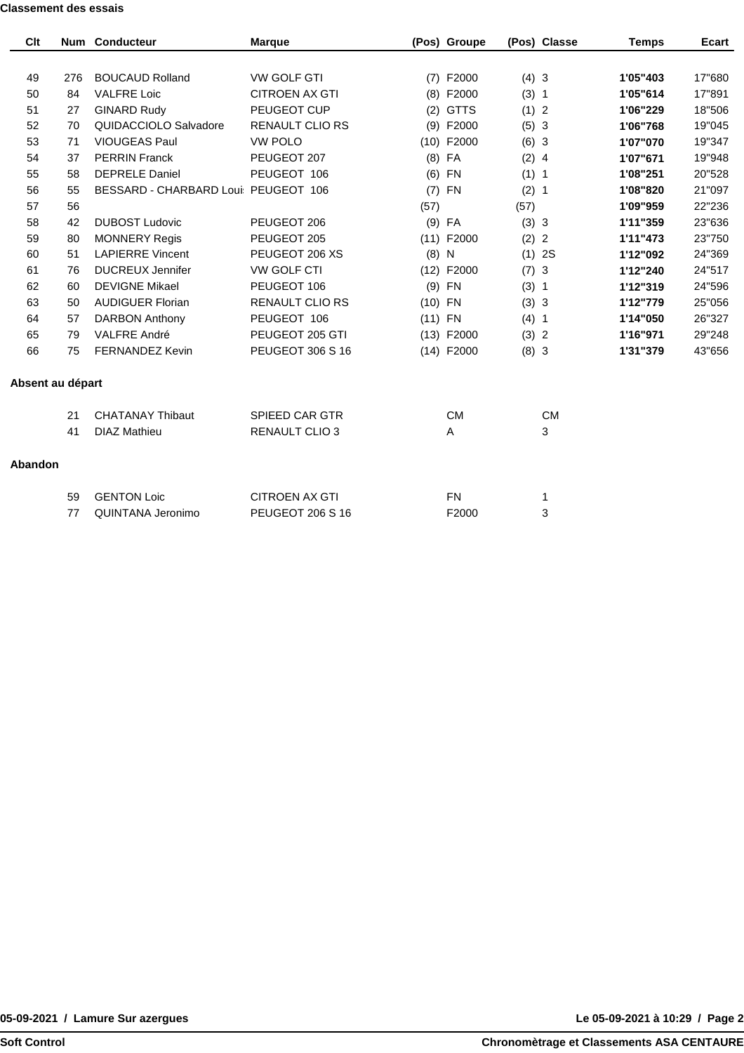**Classement des essais**

| Clt | Num | Conducteur | Marque | (Pos) | Groupe | (Pos) | Classe | Temps | Ecart |
|---|---|---|---|---|---|---|---|---|---|
| 49 | 276 | BOUCAUD Rolland | VW GOLF GTI | (7) | F2000 | (4) | 3 | **1'05"403** | 17"680 |
| 50 | 84 | VALFRE Loic | CITROEN AX GTI | (8) | F2000 | (3) | 1 | **1'05"614** | 17"891 |
| 51 | 27 | GINARD Rudy | PEUGEOT CUP | (2) | GTTS | (1) | 2 | **1'06"229** | 18"506 |
| 52 | 70 | QUIDACCIOLO Salvadore | RENAULT CLIO RS | (9) | F2000 | (5) | 3 | **1'06"768** | 19"045 |
| 53 | 71 | VIOUGEAS Paul | VW POLO | (10) | F2000 | (6) | 3 | **1'07"070** | 19"347 |
| 54 | 37 | PERRIN Franck | PEUGEOT 207 | (8) | FA | (2) | 4 | **1'07"671** | 19"948 |
| 55 | 58 | DEPRELE Daniel | PEUGEOT 106 | (6) | FN | (1) | 1 | **1'08"251** | 20"528 |
| 56 | 55 | BESSARD - CHARBARD Loui | PEUGEOT 106 | (7) | FN | (2) | 1 | **1'08"820** | 21"097 |
| 57 | 56 | | | (57) | | (57) | | **1'09"959** | 22"236 |
| 58 | 42 | DUBOST Ludovic | PEUGEOT 206 | (9) | FA | (3) | 3 | **1'11"359** | 23"636 |
| 59 | 80 | MONNERY Regis | PEUGEOT 205 | (11) | F2000 | (2) | 2 | **1'11"473** | 23"750 |
| 60 | 51 | LAPIERRE Vincent | PEUGEOT 206 XS | (8) | N | (1) | 2S | **1'12"092** | 24"369 |
| 61 | 76 | DUCREUX Jennifer | VW GOLF CTI | (12) | F2000 | (7) | 3 | **1'12"240** | 24"517 |
| 62 | 60 | DEVIGNE Mikael | PEUGEOT 106 | (9) | FN | (3) | 1 | **1'12"319** | 24"596 |
| 63 | 50 | AUDIGUER Florian | RENAULT CLIO RS | (10) | FN | (3) | 3 | **1'12"779** | 25"056 |
| 64 | 57 | DARBON Anthony | PEUGEOT 106 | (11) | FN | (4) | 1 | **1'14"050** | 26"327 |
| 65 | 79 | VALFRE André | PEUGEOT 205 GTI | (13) | F2000 | (3) | 2 | **1'16"971** | 29"248 |
| 66 | 75 | FERNANDEZ Kevin | PEUGEOT 306 S 16 | (14) | F2000 | (8) | 3 | **1'31"379** | 43"656 |

**Absent au départ**

| Num | Conducteur | Marque | Groupe | Classe |
|---|---|---|---|---|
| 21 | CHATANAY Thibaut | SPIEED CAR GTR | CM | CM |
| 41 | DIAZ Mathieu | RENAULT CLIO 3 | A | 3 |

**Abandon**

| Num | Conducteur | Marque | Groupe | Classe |
|---|---|---|---|---|
| 59 | GENTON Loic | CITROEN AX GTI | FN | 1 |
| 77 | QUINTANA Jeronimo | PEUGEOT 206 S 16 | F2000 | 3 |

05-09-2021 / Lamure Sur azergues — Le 05-09-2021 à 10:29

Soft Control — Chronomètrage et Classements ASA CENTAURE